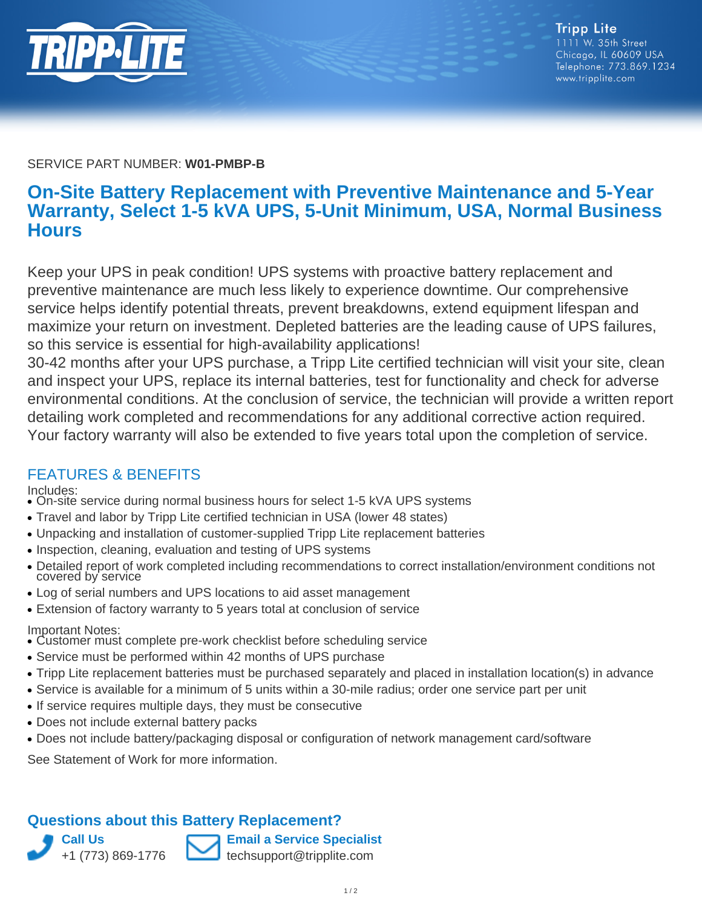Tripp Lite
1111 W. 35th Street
Chicago, IL 60609 USA
Telephone: 773.869.1234
www.tripplite.com

SERVICE PART NUMBER: **W01-PMBP-B**

# On-Site Battery Replacement with Preventive Maintenance and 5-Year Warranty, Select 1-5 kVA UPS, 5-Unit Minimum, USA, Normal Business Hours

Keep your UPS in peak condition! UPS systems with proactive battery replacement and preventive maintenance are much less likely to experience downtime. Our comprehensive service helps identify potential threats, prevent breakdowns, extend equipment lifespan and maximize your return on investment. Depleted batteries are the leading cause of UPS failures, so this service is essential for high-availability applications!
30-42 months after your UPS purchase, a Tripp Lite certified technician will visit your site, clean and inspect your UPS, replace its internal batteries, test for functionality and check for adverse environmental conditions. At the conclusion of service, the technician will provide a written report detailing work completed and recommendations for any additional corrective action required. Your factory warranty will also be extended to five years total upon the completion of service.

## FEATURES & BENEFITS

Includes:

- On-site service during normal business hours for select 1-5 kVA UPS systems
- Travel and labor by Tripp Lite certified technician in USA (lower 48 states)
- Unpacking and installation of customer-supplied Tripp Lite replacement batteries
- Inspection, cleaning, evaluation and testing of UPS systems
- Detailed report of work completed including recommendations to correct installation/environment conditions not covered by service
- Log of serial numbers and UPS locations to aid asset management
- Extension of factory warranty to 5 years total at conclusion of service

Important Notes:

- Customer must complete pre-work checklist before scheduling service
- Service must be performed within 42 months of UPS purchase
- Tripp Lite replacement batteries must be purchased separately and placed in installation location(s) in advance
- Service is available for a minimum of 5 units within a 30-mile radius; order one service part per unit
- If service requires multiple days, they must be consecutive
- Does not include external battery packs
- Does not include battery/packaging disposal or configuration of network management card/software

See Statement of Work for more information.

## Questions about this Battery Replacement?

**Call Us**
+1 (773) 869-1776

**Email a Service Specialist**
techsupport@tripplite.com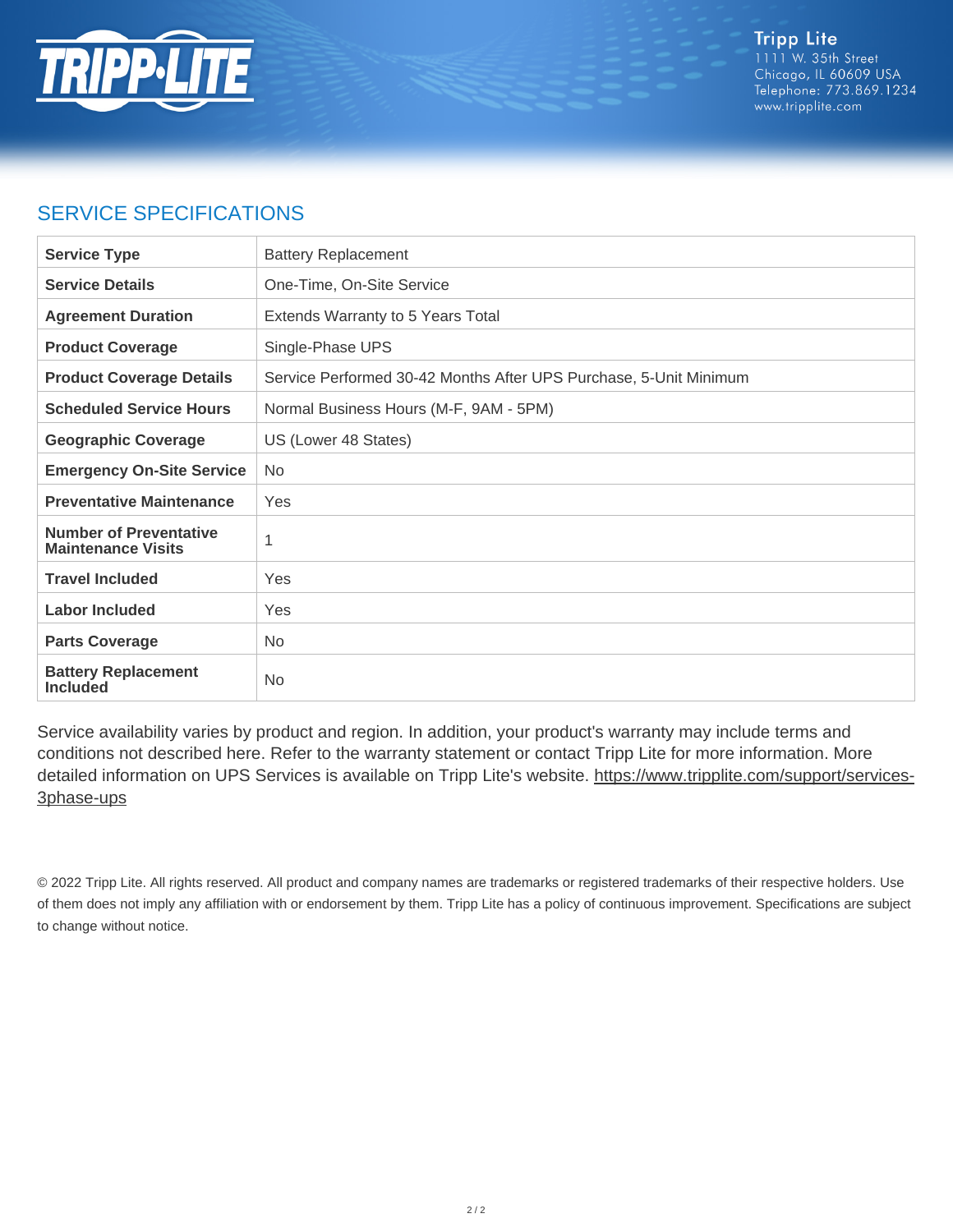## SERVICE SPECIFICATIONS

| | |
|---|---|
| **Service Type** | Battery Replacement |
| **Service Details** | One-Time, On-Site Service |
| **Agreement Duration** | Extends Warranty to 5 Years Total |
| **Product Coverage** | Single-Phase UPS |
| **Product Coverage Details** | Service Performed 30-42 Months After UPS Purchase, 5-Unit Minimum |
| **Scheduled Service Hours** | Normal Business Hours (M-F, 9AM - 5PM) |
| **Geographic Coverage** | US (Lower 48 States) |
| **Emergency On-Site Service** | No |
| **Preventative Maintenance** | Yes |
| **Number of Preventative Maintenance Visits** | 1 |
| **Travel Included** | Yes |
| **Labor Included** | Yes |
| **Parts Coverage** | No |
| **Battery Replacement Included** | No |

Service availability varies by product and region. In addition, your product's warranty may include terms and conditions not described here. Refer to the warranty statement or contact Tripp Lite for more information. More detailed information on UPS Services is available on Tripp Lite's website. [https://www.tripplite.com/support/services-3phase-ups](https://www.tripplite.com/support/services-3phase-ups)

© 2022 Tripp Lite. All rights reserved. All product and company names are trademarks or registered trademarks of their respective holders. Use of them does not imply any affiliation with or endorsement by them. Tripp Lite has a policy of continuous improvement. Specifications are subject to change without notice.